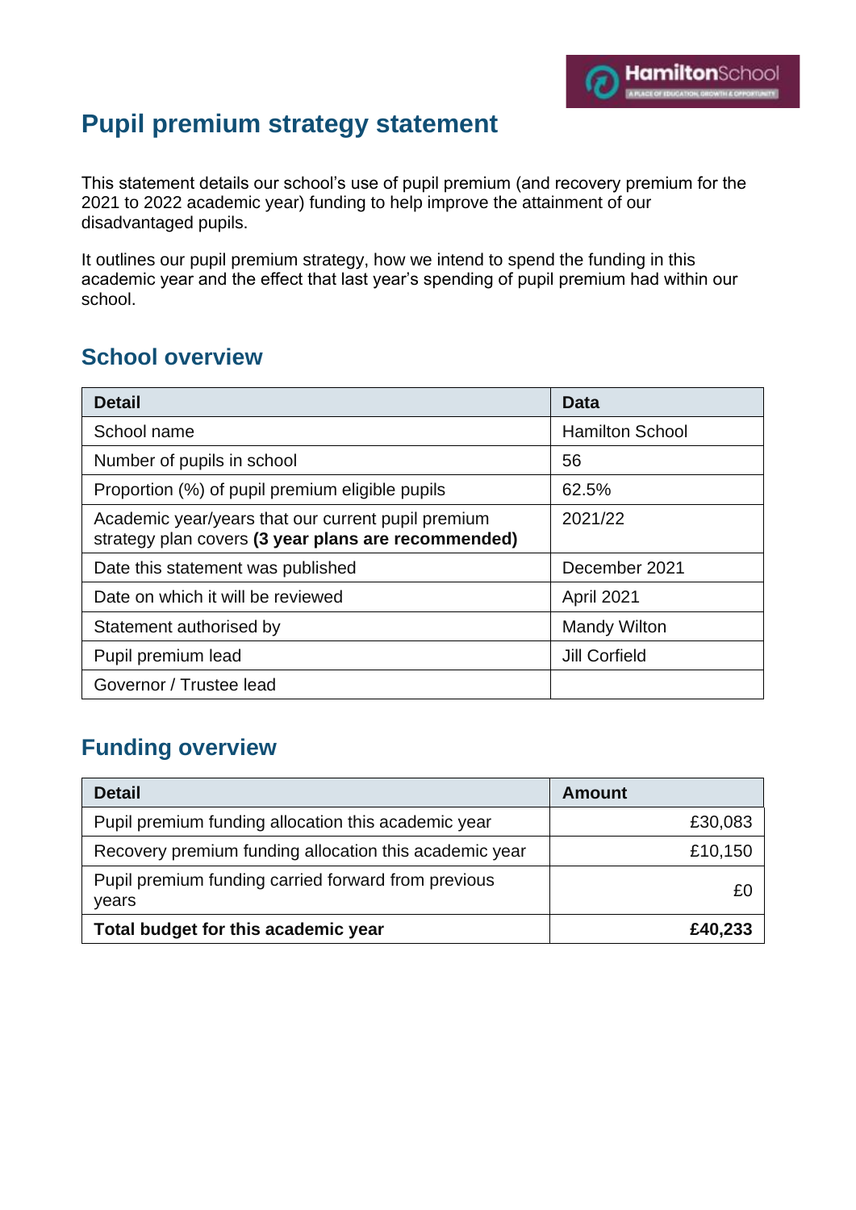# Pupil premium strategy statement

This statement details our school's use of pupil premium (and recovery premium for the 2021 to 2022 academic year) funding to help improve the attainment of our disadvantaged pupils.

It outlines our pupil premium strategy, how we intend to spend the funding in this academic year and the effect that last year's spending of pupil premium had within our school.

## School overview

| Detail | Data |
| --- | --- |
| School name | Hamilton School |
| Number of pupils in school | 56 |
| Proportion (%) of pupil premium eligible pupils | 62.5% |
| Academic year/years that our current pupil premium strategy plan covers **(3 year plans are recommended)** | 2021/22 |
| Date this statement was published | December 2021 |
| Date on which it will be reviewed | April 2021 |
| Statement authorised by | Mandy Wilton |
| Pupil premium lead | Jill Corfield |
| Governor / Trustee lead | |

## Funding overview

| Detail | Amount |
| --- | ---: |
| Pupil premium funding allocation this academic year | £30,083 |
| Recovery premium funding allocation this academic year | £10,150 |
| Pupil premium funding carried forward from previous years | £0 |
| **Total budget for this academic year** | **£40,233** |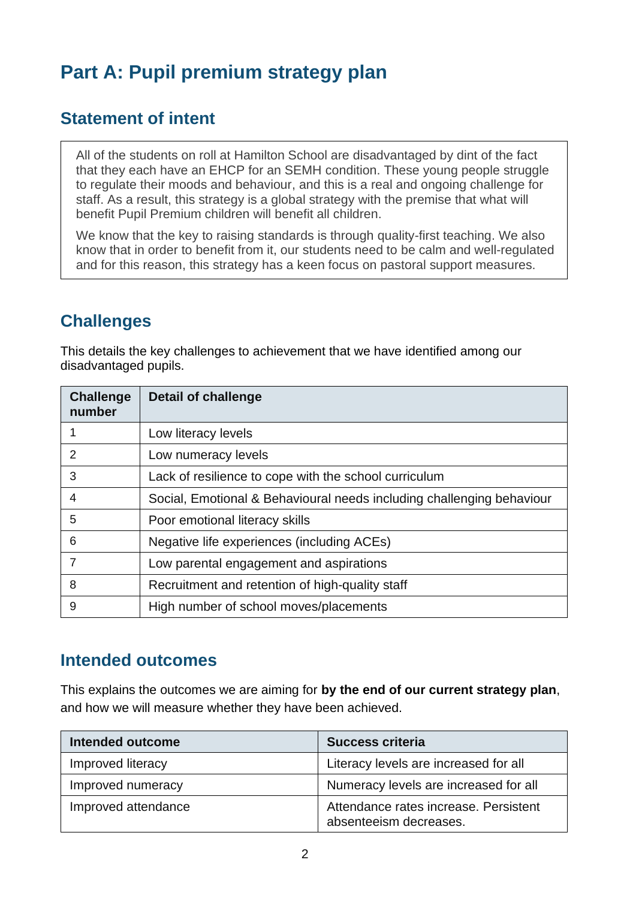# Part A: Pupil premium strategy plan

## Statement of intent

All of the students on roll at Hamilton School are disadvantaged by dint of the fact that they each have an EHCP for an SEMH condition. These young people struggle to regulate their moods and behaviour, and this is a real and ongoing challenge for staff. As a result, this strategy is a global strategy with the premise that what will benefit Pupil Premium children will benefit all children.

We know that the key to raising standards is through quality-first teaching. We also know that in order to benefit from it, our students need to be calm and well-regulated and for this reason, this strategy has a keen focus on pastoral support measures.

## Challenges

This details the key challenges to achievement that we have identified among our disadvantaged pupils.

| Challenge number | Detail of challenge |
|---|---|
| 1 | Low literacy levels |
| 2 | Low numeracy levels |
| 3 | Lack of resilience to cope with the school curriculum |
| 4 | Social, Emotional & Behavioural needs including challenging behaviour |
| 5 | Poor emotional literacy skills |
| 6 | Negative life experiences (including ACEs) |
| 7 | Low parental engagement and aspirations |
| 8 | Recruitment and retention of high-quality staff |
| 9 | High number of school moves/placements |

## Intended outcomes

This explains the outcomes we are aiming for **by the end of our current strategy plan**, and how we will measure whether they have been achieved.

| Intended outcome | Success criteria |
|---|---|
| Improved literacy | Literacy levels are increased for all |
| Improved numeracy | Numeracy levels are increased for all |
| Improved attendance | Attendance rates increase. Persistent absenteeism decreases. |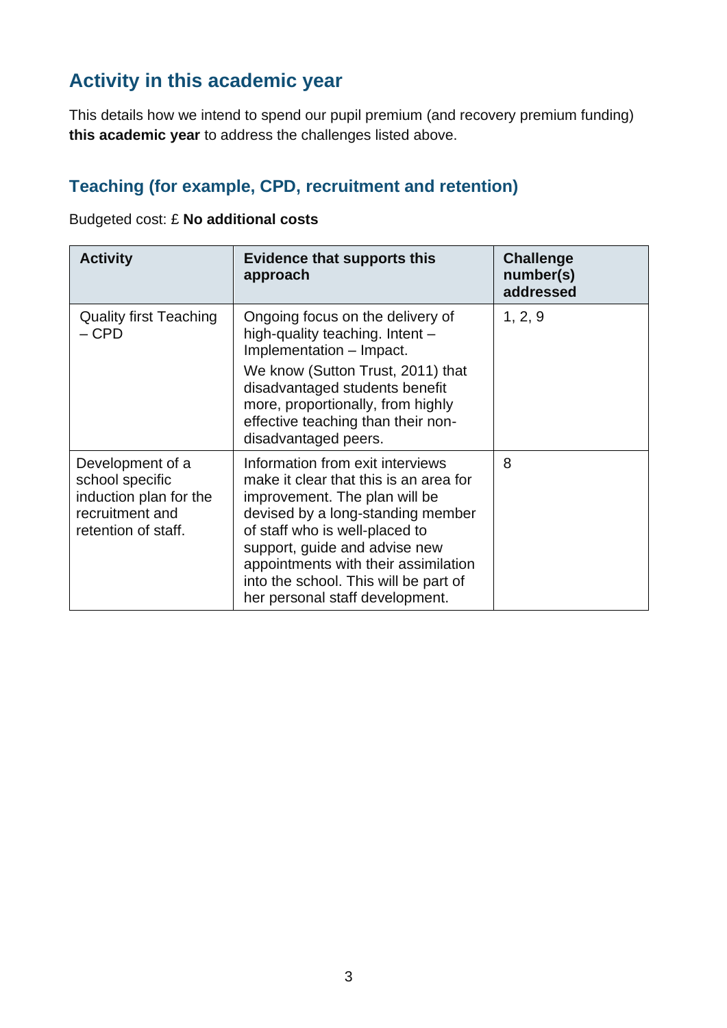## Activity in this academic year

This details how we intend to spend our pupil premium (and recovery premium funding) **this academic year** to address the challenges listed above.

### Teaching (for example, CPD, recruitment and retention)

Budgeted cost: £ **No additional costs**

| Activity | Evidence that supports this approach | Challenge number(s) addressed |
|---|---|---|
| Quality first Teaching – CPD | Ongoing focus on the delivery of high-quality teaching. Intent – Implementation – Impact.<br>We know (Sutton Trust, 2011) that disadvantaged students benefit more, proportionally, from highly effective teaching than their non-disadvantaged peers. | 1, 2, 9 |
| Development of a school specific induction plan for the recruitment and retention of staff. | Information from exit interviews make it clear that this is an area for improvement. The plan will be devised by a long-standing member of staff who is well-placed to support, guide and advise new appointments with their assimilation into the school. This will be part of her personal staff development. | 8 |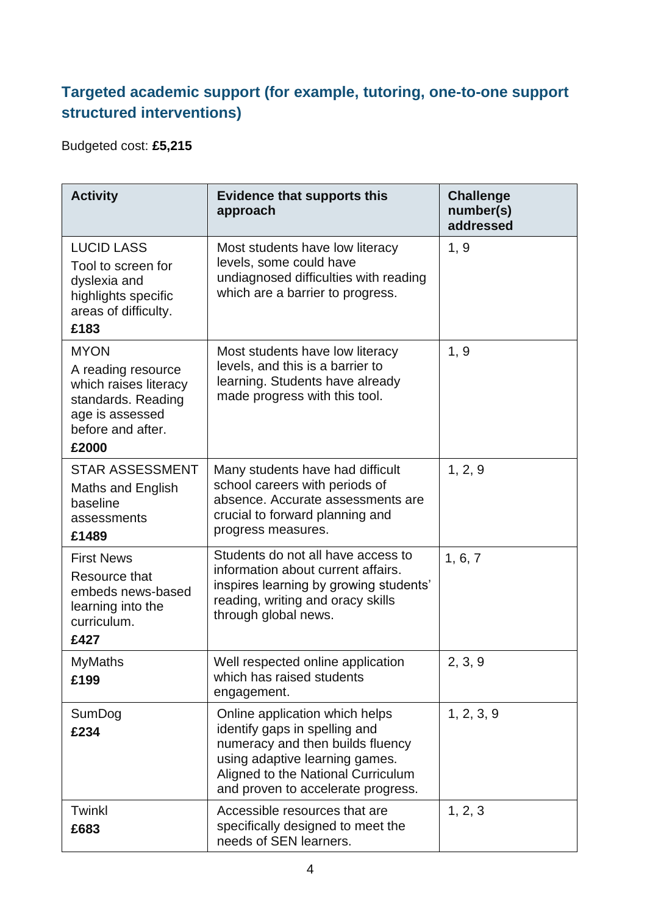### Targeted academic support (for example, tutoring, one-to-one support structured interventions)

Budgeted cost: **£5,215**

| Activity | Evidence that supports this approach | Challenge number(s) addressed |
|---|---|---|
| LUCID LASS<br>Tool to screen for dyslexia and highlights specific areas of difficulty.<br>**£183** | Most students have low literacy levels, some could have undiagnosed difficulties with reading which are a barrier to progress. | 1, 9 |
| MYON<br>A reading resource which raises literacy standards. Reading age is assessed before and after.<br>**£2000** | Most students have low literacy levels, and this is a barrier to learning. Students have already made progress with this tool. | 1, 9 |
| STAR ASSESSMENT<br>Maths and English baseline assessments<br>**£1489** | Many students have had difficult school careers with periods of absence. Accurate assessments are crucial to forward planning and progress measures. | 1, 2, 9 |
| First News<br>Resource that embeds news-based learning into the curriculum.<br>**£427** | Students do not all have access to information about current affairs. inspires learning by growing students' reading, writing and oracy skills through global news. | 1, 6, 7 |
| MyMaths<br>**£199** | Well respected online application which has raised students engagement. | 2, 3, 9 |
| SumDog<br>**£234** | Online application which helps identify gaps in spelling and numeracy and then builds fluency using adaptive learning games. Aligned to the National Curriculum and proven to accelerate progress. | 1, 2, 3, 9 |
| Twinkl<br>**£683** | Accessible resources that are specifically designed to meet the needs of SEN learners. | 1, 2, 3 |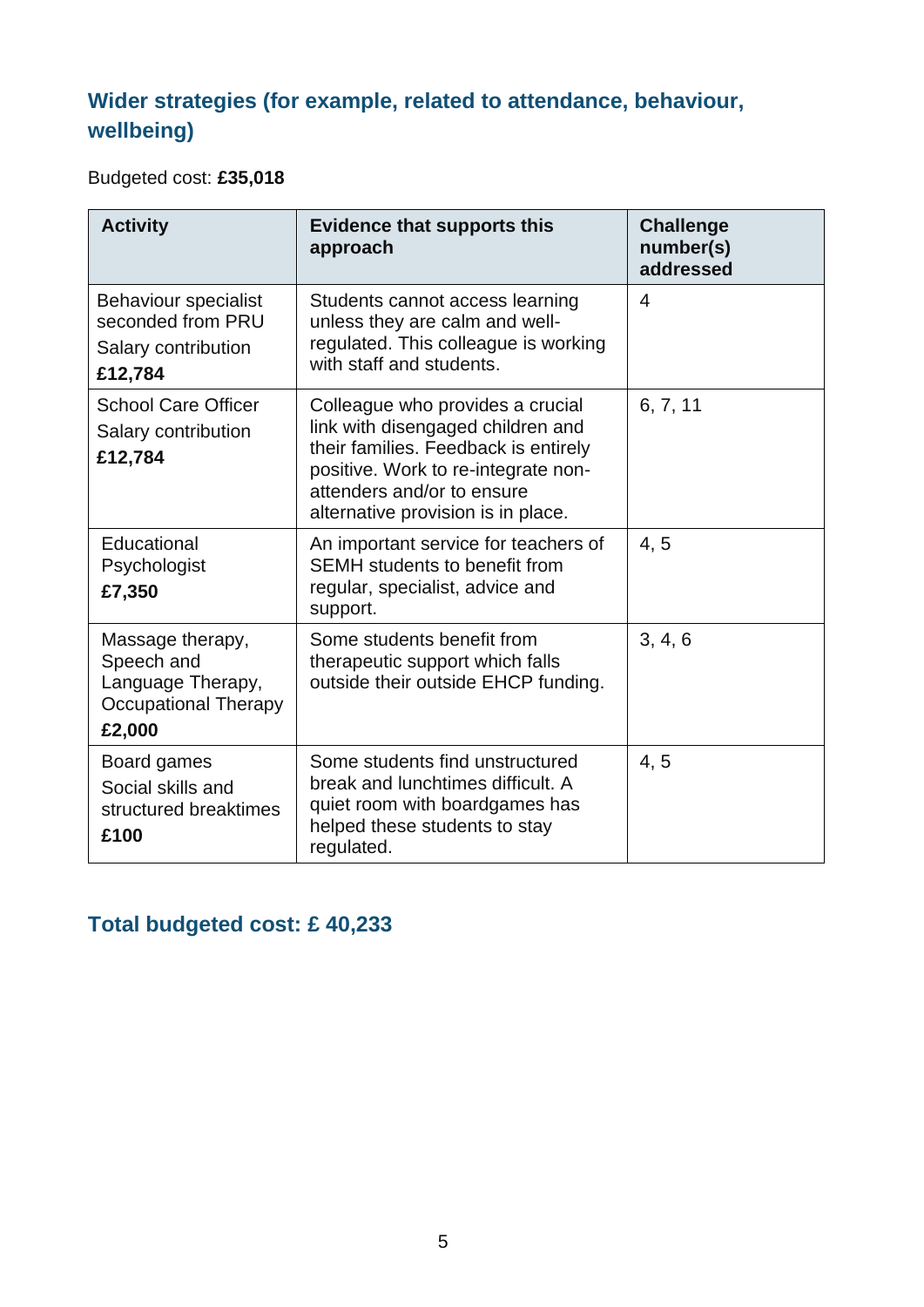## Wider strategies (for example, related to attendance, behaviour, wellbeing)

Budgeted cost: **£35,018**

| Activity | Evidence that supports this approach | Challenge number(s) addressed |
|---|---|---|
| Behaviour specialist seconded from PRU<br>Salary contribution<br>**£12,784** | Students cannot access learning unless they are calm and well-regulated. This colleague is working with staff and students. | 4 |
| School Care Officer<br>Salary contribution<br>**£12,784** | Colleague who provides a crucial link with disengaged children and their families. Feedback is entirely positive. Work to re-integrate non-attenders and/or to ensure alternative provision is in place. | 6, 7, 11 |
| Educational Psychologist<br>**£7,350** | An important service for teachers of SEMH students to benefit from regular, specialist, advice and support. | 4, 5 |
| Massage therapy, Speech and Language Therapy, Occupational Therapy<br>**£2,000** | Some students benefit from therapeutic support which falls outside their outside EHCP funding. | 3, 4, 6 |
| Board games<br>Social skills and structured breaktimes<br>**£100** | Some students find unstructured break and lunchtimes difficult. A quiet room with boardgames has helped these students to stay regulated. | 4, 5 |

## Total budgeted cost: £ 40,233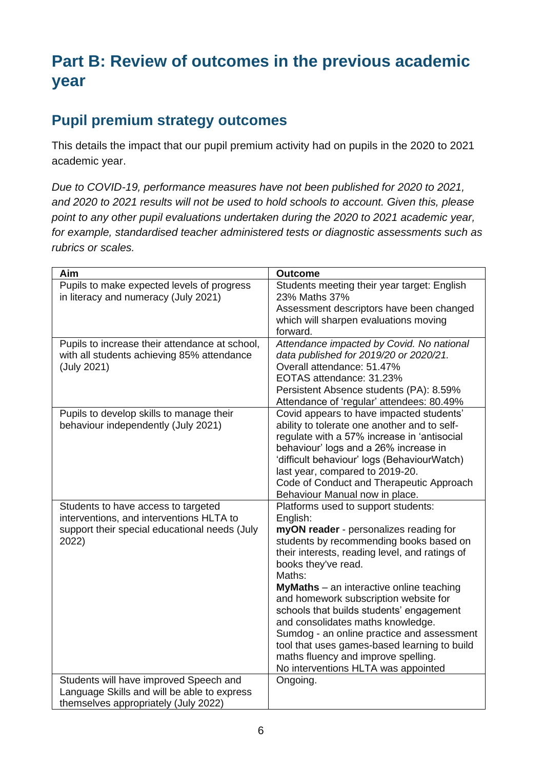# Part B: Review of outcomes in the previous academic year

## Pupil premium strategy outcomes

This details the impact that our pupil premium activity had on pupils in the 2020 to 2021 academic year.

*Due to COVID-19, performance measures have not been published for 2020 to 2021, and 2020 to 2021 results will not be used to hold schools to account. Given this, please point to any other pupil evaluations undertaken during the 2020 to 2021 academic year, for example, standardised teacher administered tests or diagnostic assessments such as rubrics or scales.*

| Aim | Outcome |
|---|---|
| Pupils to make expected levels of progress in literacy and numeracy (July 2021) | Students meeting their year target: English 23% Maths 37%<br>Assessment descriptors have been changed which will sharpen evaluations moving forward. |
| Pupils to increase their attendance at school, with all students achieving 85% attendance (July 2021) | *Attendance impacted by Covid. No national data published for 2019/20 or 2020/21.*<br>Overall attendance: 51.47%<br>EOTAS attendance: 31.23%<br>Persistent Absence students (PA): 8.59%<br>Attendance of 'regular' attendees: 80.49% |
| Pupils to develop skills to manage their behaviour independently (July 2021) | Covid appears to have impacted students' ability to tolerate one another and to self-regulate with a 57% increase in 'antisocial behaviour' logs and a 26% increase in 'difficult behaviour' logs (BehaviourWatch) last year, compared to 2019-20.<br>Code of Conduct and Therapeutic Approach Behaviour Manual now in place. |
| Students to have access to targeted interventions, and interventions HLTA to support their special educational needs (July 2022) | Platforms used to support students:<br>English:<br>**myON reader** - personalizes reading for students by recommending books based on their interests, reading level, and ratings of books they've read.<br>Maths:<br>**MyMaths** – an interactive online teaching and homework subscription website for schools that builds students' engagement and consolidates maths knowledge.<br>Sumdog - an online practice and assessment tool that uses games-based learning to build maths fluency and improve spelling.<br>No interventions HLTA was appointed |
| Students will have improved Speech and Language Skills and will be able to express themselves appropriately (July 2022) | Ongoing. |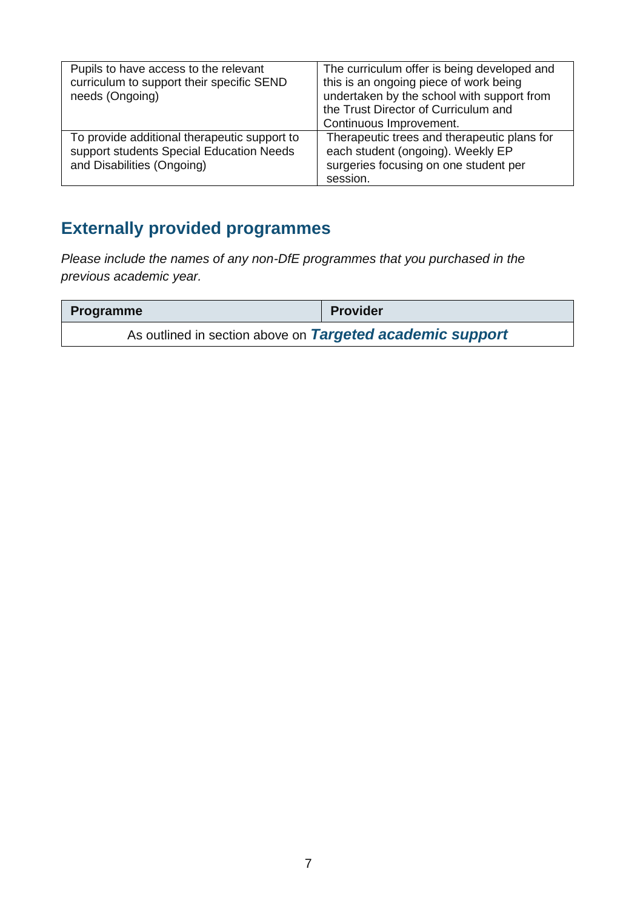| | |
|---|---|
| Pupils to have access to the relevant curriculum to support their specific SEND needs (Ongoing) | The curriculum offer is being developed and this is an ongoing piece of work being undertaken by the school with support from the Trust Director of Curriculum and Continuous Improvement. |
| To provide additional therapeutic support to support students Special Education Needs and Disabilities (Ongoing) | Therapeutic trees and therapeutic plans for each student (ongoing). Weekly EP surgeries focusing on one student per session. |

## Externally provided programmes

*Please include the names of any non-DfE programmes that you purchased in the previous academic year.*

| Programme | Provider |
|---|---|
| As outlined in section above on ***Targeted academic support*** | |